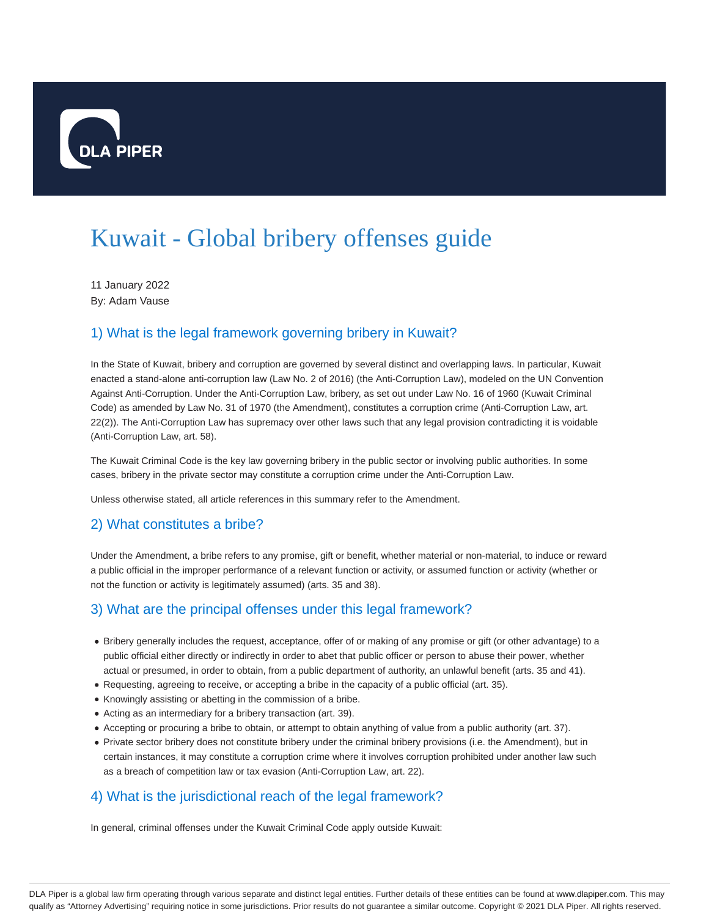# Kuwait - Global bribery offenses guide

11 January 2022
By: Adam Vause

## 1) What is the legal framework governing bribery in Kuwait?

In the State of Kuwait, bribery and corruption are governed by several distinct and overlapping laws. In particular, Kuwait enacted a stand-alone anti-corruption law (Law No. 2 of 2016) (the Anti-Corruption Law), modeled on the UN Convention Against Anti-Corruption. Under the Anti-Corruption Law, bribery, as set out under Law No. 16 of 1960 (Kuwait Criminal Code) as amended by Law No. 31 of 1970 (the Amendment), constitutes a corruption crime (Anti-Corruption Law, art. 22(2)). The Anti-Corruption Law has supremacy over other laws such that any legal provision contradicting it is voidable (Anti-Corruption Law, art. 58).

The Kuwait Criminal Code is the key law governing bribery in the public sector or involving public authorities. In some cases, bribery in the private sector may constitute a corruption crime under the Anti-Corruption Law.

Unless otherwise stated, all article references in this summary refer to the Amendment.

## 2) What constitutes a bribe?

Under the Amendment, a bribe refers to any promise, gift or benefit, whether material or non-material, to induce or reward a public official in the improper performance of a relevant function or activity, or assumed function or activity (whether or not the function or activity is legitimately assumed) (arts. 35 and 38).

## 3) What are the principal offenses under this legal framework?

- Bribery generally includes the request, acceptance, offer of or making of any promise or gift (or other advantage) to a public official either directly or indirectly in order to abet that public officer or person to abuse their power, whether actual or presumed, in order to obtain, from a public department of authority, an unlawful benefit (arts. 35 and 41).
- Requesting, agreeing to receive, or accepting a bribe in the capacity of a public official (art. 35).
- Knowingly assisting or abetting in the commission of a bribe.
- Acting as an intermediary for a bribery transaction (art. 39).
- Accepting or procuring a bribe to obtain, or attempt to obtain anything of value from a public authority (art. 37).
- Private sector bribery does not constitute bribery under the criminal bribery provisions (i.e. the Amendment), but in certain instances, it may constitute a corruption crime where it involves corruption prohibited under another law such as a breach of competition law or tax evasion (Anti-Corruption Law, art. 22).

## 4) What is the jurisdictional reach of the legal framework?

In general, criminal offenses under the Kuwait Criminal Code apply outside Kuwait: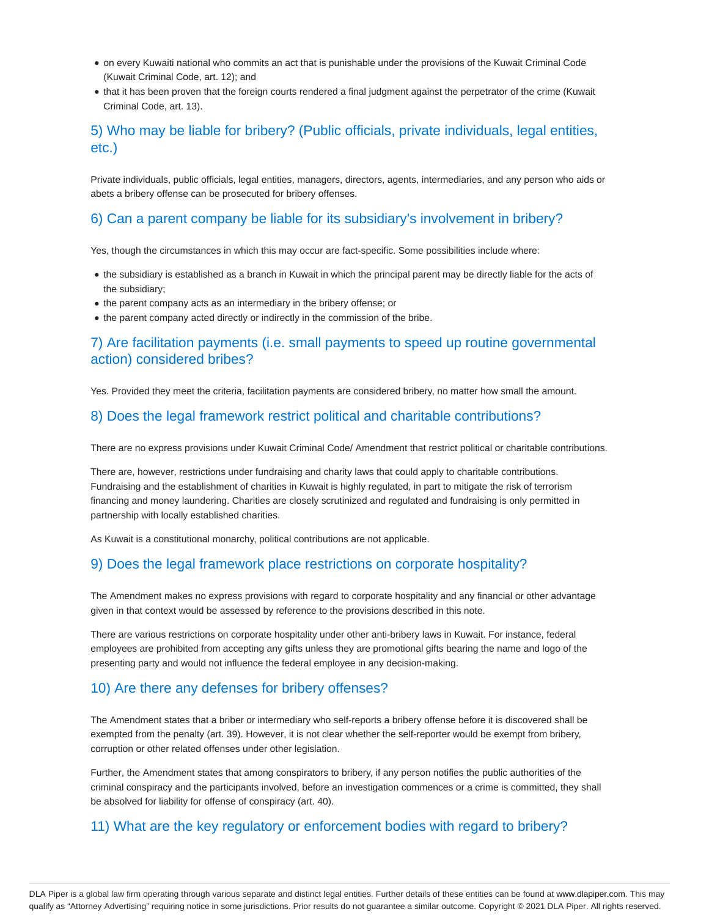- on every Kuwaiti national who commits an act that is punishable under the provisions of the Kuwait Criminal Code (Kuwait Criminal Code, art. 12); and
- that it has been proven that the foreign courts rendered a final judgment against the perpetrator of the crime (Kuwait Criminal Code, art. 13).

## 5) Who may be liable for bribery? (Public officials, private individuals, legal entities, etc.)

Private individuals, public officials, legal entities, managers, directors, agents, intermediaries, and any person who aids or abets a bribery offense can be prosecuted for bribery offenses.

## 6) Can a parent company be liable for its subsidiary's involvement in bribery?

Yes, though the circumstances in which this may occur are fact-specific. Some possibilities include where:

- the subsidiary is established as a branch in Kuwait in which the principal parent may be directly liable for the acts of the subsidiary;
- the parent company acts as an intermediary in the bribery offense; or
- the parent company acted directly or indirectly in the commission of the bribe.

## 7) Are facilitation payments (i.e. small payments to speed up routine governmental action) considered bribes?

Yes. Provided they meet the criteria, facilitation payments are considered bribery, no matter how small the amount.

## 8) Does the legal framework restrict political and charitable contributions?

There are no express provisions under Kuwait Criminal Code/ Amendment that restrict political or charitable contributions.

There are, however, restrictions under fundraising and charity laws that could apply to charitable contributions. Fundraising and the establishment of charities in Kuwait is highly regulated, in part to mitigate the risk of terrorism financing and money laundering. Charities are closely scrutinized and regulated and fundraising is only permitted in partnership with locally established charities.

As Kuwait is a constitutional monarchy, political contributions are not applicable.

## 9) Does the legal framework place restrictions on corporate hospitality?

The Amendment makes no express provisions with regard to corporate hospitality and any financial or other advantage given in that context would be assessed by reference to the provisions described in this note.

There are various restrictions on corporate hospitality under other anti-bribery laws in Kuwait. For instance, federal employees are prohibited from accepting any gifts unless they are promotional gifts bearing the name and logo of the presenting party and would not influence the federal employee in any decision-making.

## 10) Are there any defenses for bribery offenses?

The Amendment states that a briber or intermediary who self-reports a bribery offense before it is discovered shall be exempted from the penalty (art. 39). However, it is not clear whether the self-reporter would be exempt from bribery, corruption or other related offenses under other legislation.

Further, the Amendment states that among conspirators to bribery, if any person notifies the public authorities of the criminal conspiracy and the participants involved, before an investigation commences or a crime is committed, they shall be absolved for liability for offense of conspiracy (art. 40).

## 11) What are the key regulatory or enforcement bodies with regard to bribery?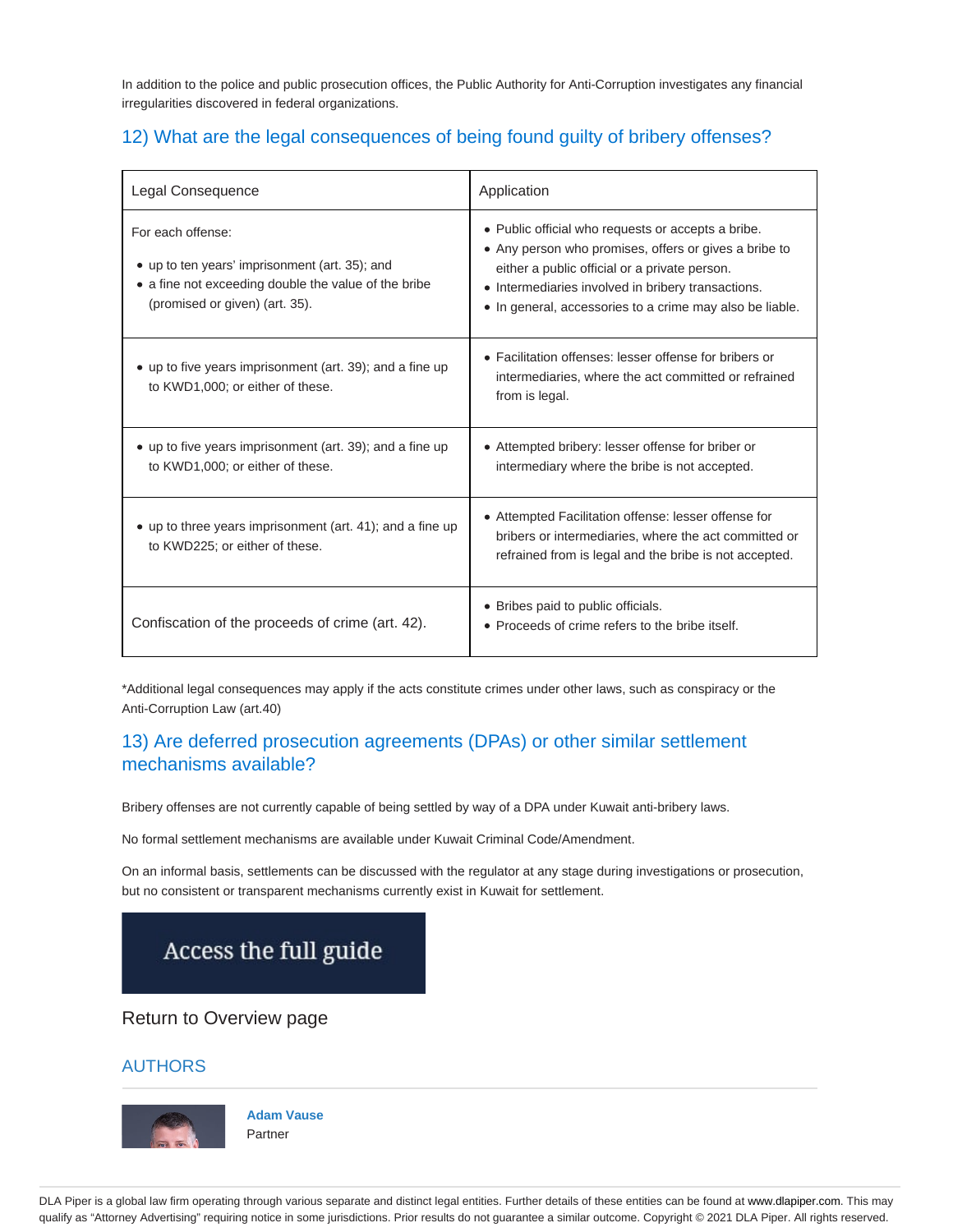In addition to the police and public prosecution offices, the Public Authority for Anti-Corruption investigates any financial irregularities discovered in federal organizations.

## 12) What are the legal consequences of being found guilty of bribery offenses?

| Legal Consequence | Application |
| --- | --- |
| For each offense:<br>• up to ten years' imprisonment (art. 35); and<br>• a fine not exceeding double the value of the bribe (promised or given) (art. 35). | • Public official who requests or accepts a bribe.<br>• Any person who promises, offers or gives a bribe to either a public official or a private person.<br>• Intermediaries involved in bribery transactions.<br>• In general, accessories to a crime may also be liable. |
| • up to five years imprisonment (art. 39); and a fine up to KWD1,000; or either of these. | • Facilitation offenses: lesser offense for bribers or intermediaries, where the act committed or refrained from is legal. |
| • up to five years imprisonment (art. 39); and a fine up to KWD1,000; or either of these. | • Attempted bribery: lesser offense for briber or intermediary where the bribe is not accepted. |
| • up to three years imprisonment (art. 41); and a fine up to KWD225; or either of these. | • Attempted Facilitation offense: lesser offense for bribers or intermediaries, where the act committed or refrained from is legal and the bribe is not accepted. |
| Confiscation of the proceeds of crime (art. 42). | • Bribes paid to public officials.<br>• Proceeds of crime refers to the bribe itself. |

*Additional legal consequences may apply if the acts constitute crimes under other laws, such as conspiracy or the Anti-Corruption Law (art.40)

## 13) Are deferred prosecution agreements (DPAs) or other similar settlement mechanisms available?

Bribery offenses are not currently capable of being settled by way of a DPA under Kuwait anti-bribery laws.

No formal settlement mechanisms are available under Kuwait Criminal Code/Amendment.

On an informal basis, settlements can be discussed with the regulator at any stage during investigations or prosecution, but no consistent or transparent mechanisms currently exist in Kuwait for settlement.

Access the full guide

Return to Overview page

## AUTHORS

**Adam Vause**
Partner

DLA Piper is a global law firm operating through various separate and distinct legal entities. Further details of these entities can be found at www.dlapiper.com. This may qualify as "Attorney Advertising" requiring notice in some jurisdictions. Prior results do not guarantee a similar outcome. Copyright © 2021 DLA Piper. All rights reserved.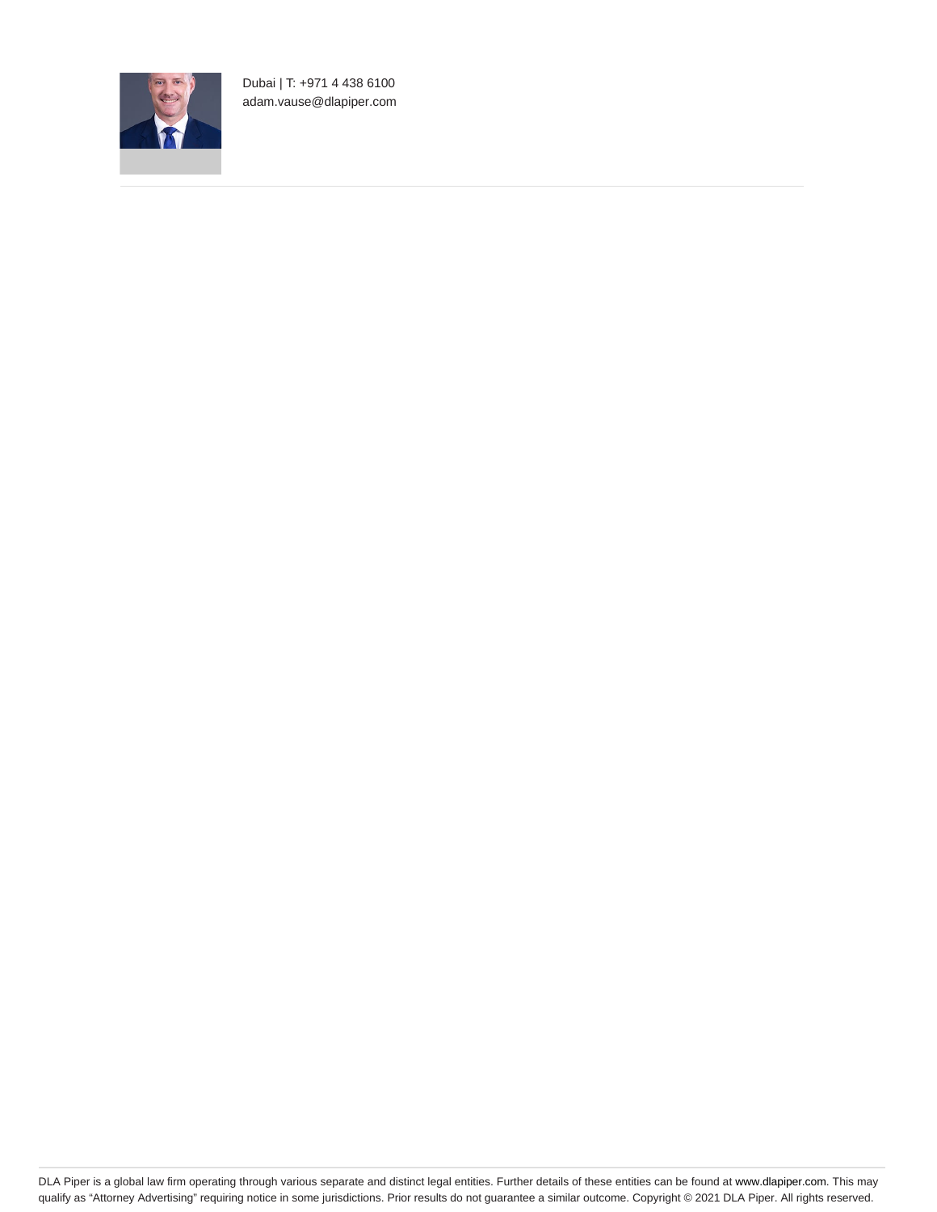Dubai | T: +971 4 438 6100
adam.vause@dlapiper.com

DLA Piper is a global law firm operating through various separate and distinct legal entities. Further details of these entities can be found at www.dlapiper.com. This may qualify as "Attorney Advertising" requiring notice in some jurisdictions. Prior results do not guarantee a similar outcome. Copyright © 2021 DLA Piper. All rights reserved.